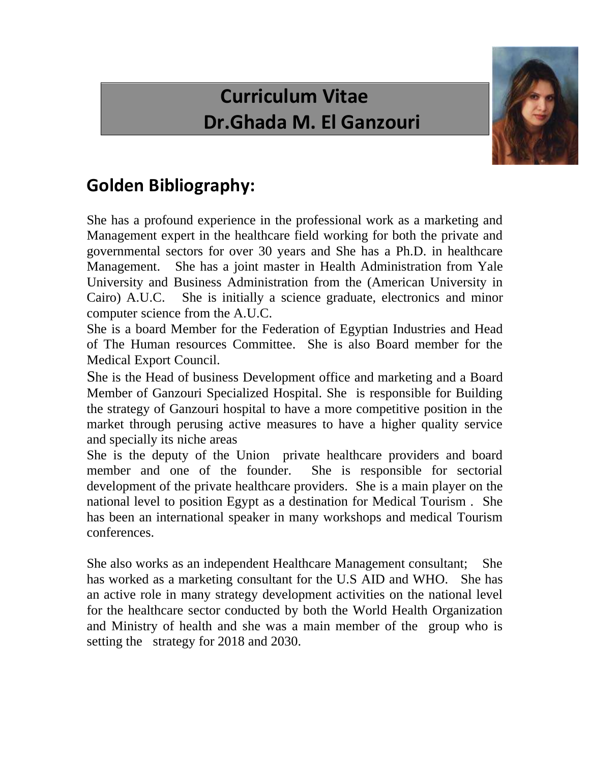# Curriculum Vitae
# Dr.Ghada M. El Ganzouri

## Golden Bibliography:

She has a profound experience in the professional work as a marketing and Management expert in the healthcare field working for both the private and governmental sectors for over 30 years and She has a Ph.D. in healthcare Management. She has a joint master in Health Administration from Yale University and Business Administration from the (American University in Cairo) A.U.C. She is initially a science graduate, electronics and minor computer science from the A.U.C.

She is a board Member for the Federation of Egyptian Industries and Head of The Human resources Committee. She is also Board member for the Medical Export Council.

She is the Head of business Development office and marketing and a Board Member of Ganzouri Specialized Hospital. She is responsible for Building the strategy of Ganzouri hospital to have a more competitive position in the market through perusing active measures to have a higher quality service and specially its niche areas

She is the deputy of the Union private healthcare providers and board member and one of the founder. She is responsible for sectorial development of the private healthcare providers. She is a main player on the national level to position Egypt as a destination for Medical Tourism . She has been an international speaker in many workshops and medical Tourism conferences.

She also works as an independent Healthcare Management consultant; She has worked as a marketing consultant for the U.S AID and WHO. She has an active role in many strategy development activities on the national level for the healthcare sector conducted by both the World Health Organization and Ministry of health and she was a main member of the group who is setting the strategy for 2018 and 2030.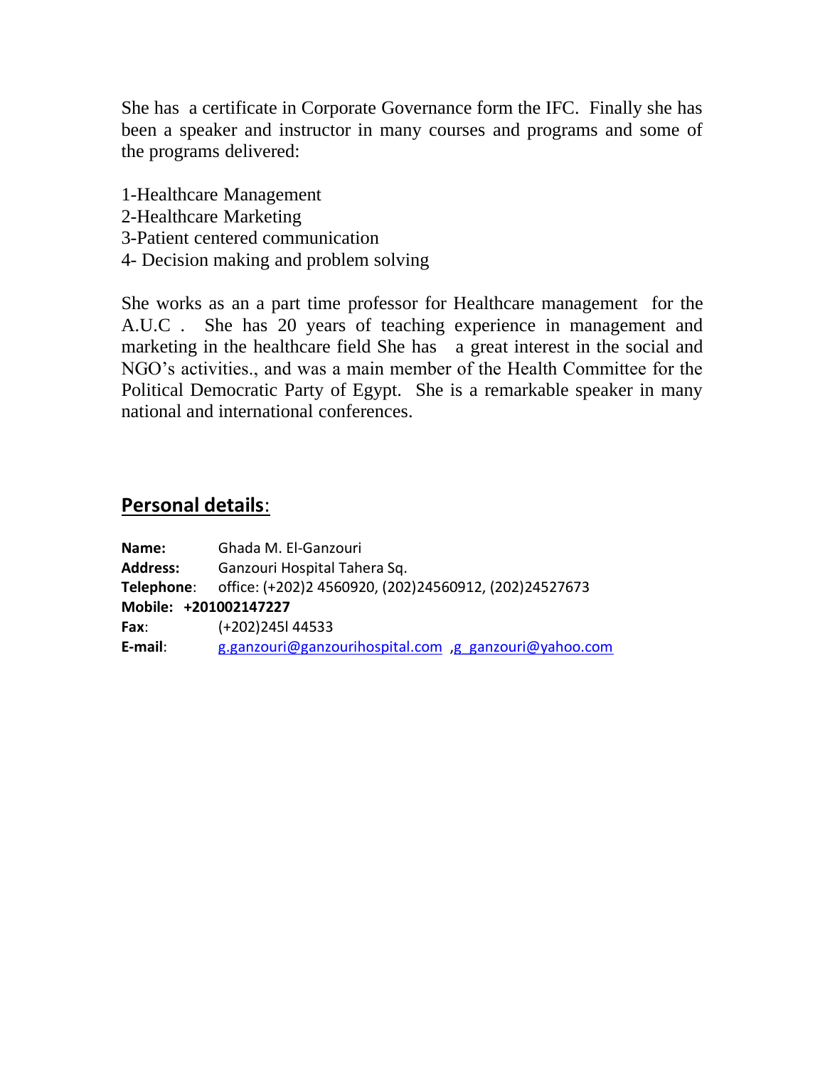She has a certificate in Corporate Governance form the IFC. Finally she has been a speaker and instructor in many courses and programs and some of the programs delivered:

1-Healthcare Management
2-Healthcare Marketing
3-Patient centered communication
4- Decision making and problem solving

She works as an a part time professor for Healthcare management for the A.U.C . She has 20 years of teaching experience in management and marketing in the healthcare field She has a great interest in the social and NGO's activities., and was a main member of the Health Committee for the Political Democratic Party of Egypt. She is a remarkable speaker in many national and international conferences.

## Personal details:

**Name:** Ghada M. El-Ganzouri
**Address:** Ganzouri Hospital Tahera Sq.
**Telephone**: office: (+202)2 4560920, (202)24560912, (202)24527673
**Mobile: +201002147227**
**Fax**: (+202)245l 44533
**E-mail**: g.ganzouri@ganzourihospital.com ,g_ganzouri@yahoo.com